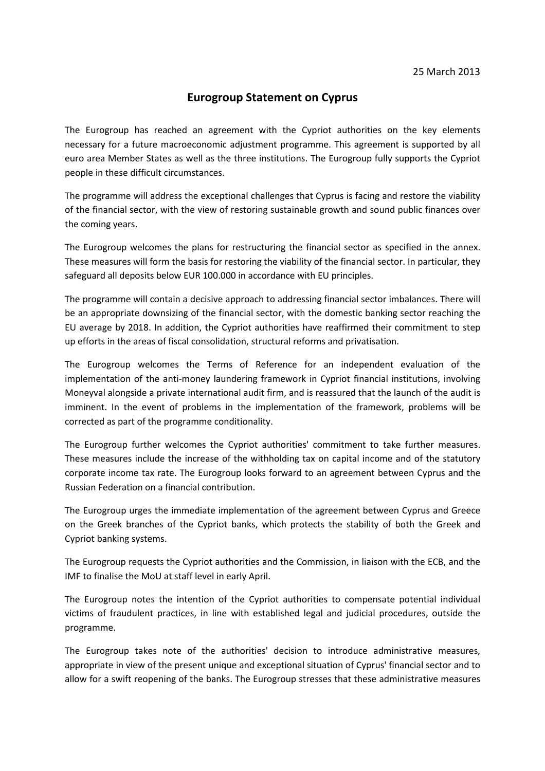25 March 2013

# Eurogroup Statement on Cyprus

The Eurogroup has reached an agreement with the Cypriot authorities on the key elements necessary for a future macroeconomic adjustment programme. This agreement is supported by all euro area Member States as well as the three institutions. The Eurogroup fully supports the Cypriot people in these difficult circumstances.

The programme will address the exceptional challenges that Cyprus is facing and restore the viability of the financial sector, with the view of restoring sustainable growth and sound public finances over the coming years.

The Eurogroup welcomes the plans for restructuring the financial sector as specified in the annex. These measures will form the basis for restoring the viability of the financial sector. In particular, they safeguard all deposits below EUR 100.000 in accordance with EU principles.

The programme will contain a decisive approach to addressing financial sector imbalances. There will be an appropriate downsizing of the financial sector, with the domestic banking sector reaching the EU average by 2018. In addition, the Cypriot authorities have reaffirmed their commitment to step up efforts in the areas of fiscal consolidation, structural reforms and privatisation.

The Eurogroup welcomes the Terms of Reference for an independent evaluation of the implementation of the anti-money laundering framework in Cypriot financial institutions, involving Moneyval alongside a private international audit firm, and is reassured that the launch of the audit is imminent. In the event of problems in the implementation of the framework, problems will be corrected as part of the programme conditionality.

The Eurogroup further welcomes the Cypriot authorities' commitment to take further measures. These measures include the increase of the withholding tax on capital income and of the statutory corporate income tax rate. The Eurogroup looks forward to an agreement between Cyprus and the Russian Federation on a financial contribution.

The Eurogroup urges the immediate implementation of the agreement between Cyprus and Greece on the Greek branches of the Cypriot banks, which protects the stability of both the Greek and Cypriot banking systems.

The Eurogroup requests the Cypriot authorities and the Commission, in liaison with the ECB, and the IMF to finalise the MoU at staff level in early April.

The Eurogroup notes the intention of the Cypriot authorities to compensate potential individual victims of fraudulent practices, in line with established legal and judicial procedures, outside the programme.

The Eurogroup takes note of the authorities' decision to introduce administrative measures, appropriate in view of the present unique and exceptional situation of Cyprus' financial sector and to allow for a swift reopening of the banks. The Eurogroup stresses that these administrative measures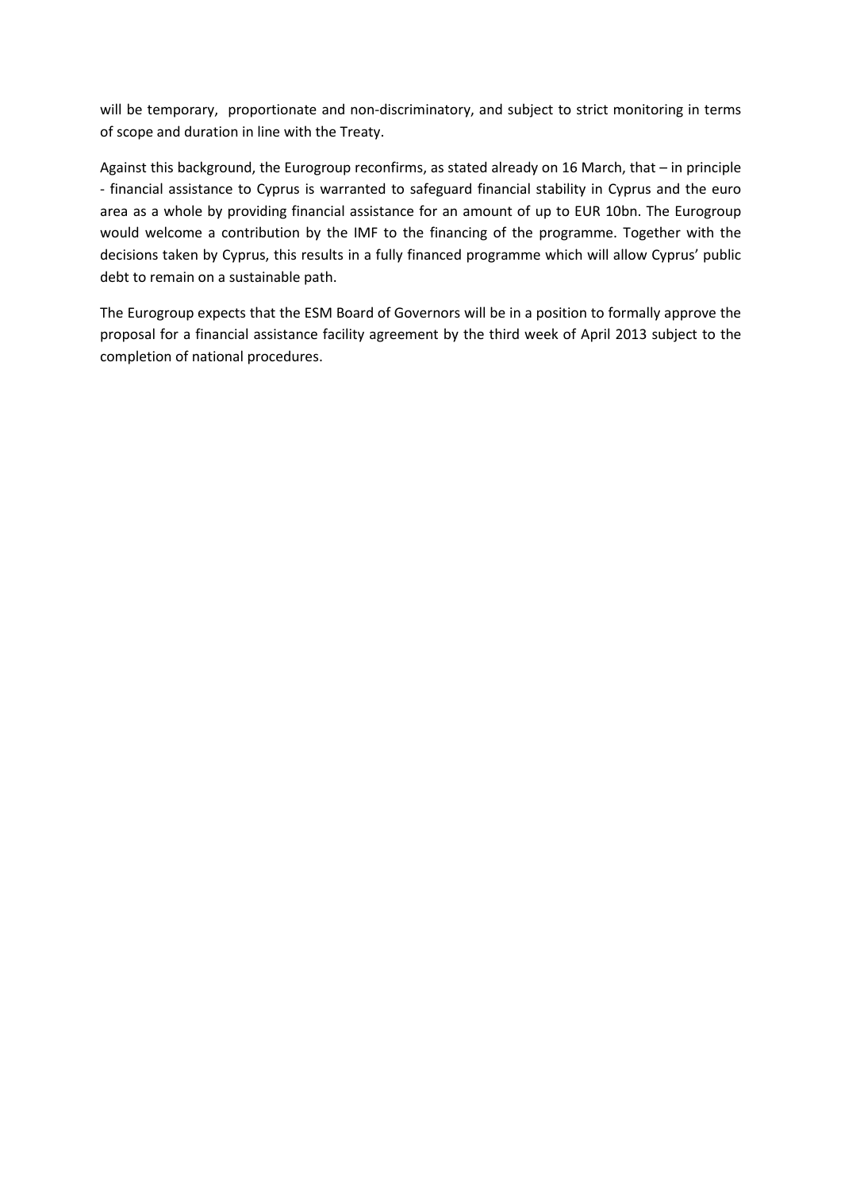will be temporary, proportionate and non-discriminatory, and subject to strict monitoring in terms of scope and duration in line with the Treaty.

Against this background, the Eurogroup reconfirms, as stated already on 16 March, that – in principle - financial assistance to Cyprus is warranted to safeguard financial stability in Cyprus and the euro area as a whole by providing financial assistance for an amount of up to EUR 10bn. The Eurogroup would welcome a contribution by the IMF to the financing of the programme. Together with the decisions taken by Cyprus, this results in a fully financed programme which will allow Cyprus' public debt to remain on a sustainable path.

The Eurogroup expects that the ESM Board of Governors will be in a position to formally approve the proposal for a financial assistance facility agreement by the third week of April 2013 subject to the completion of national procedures.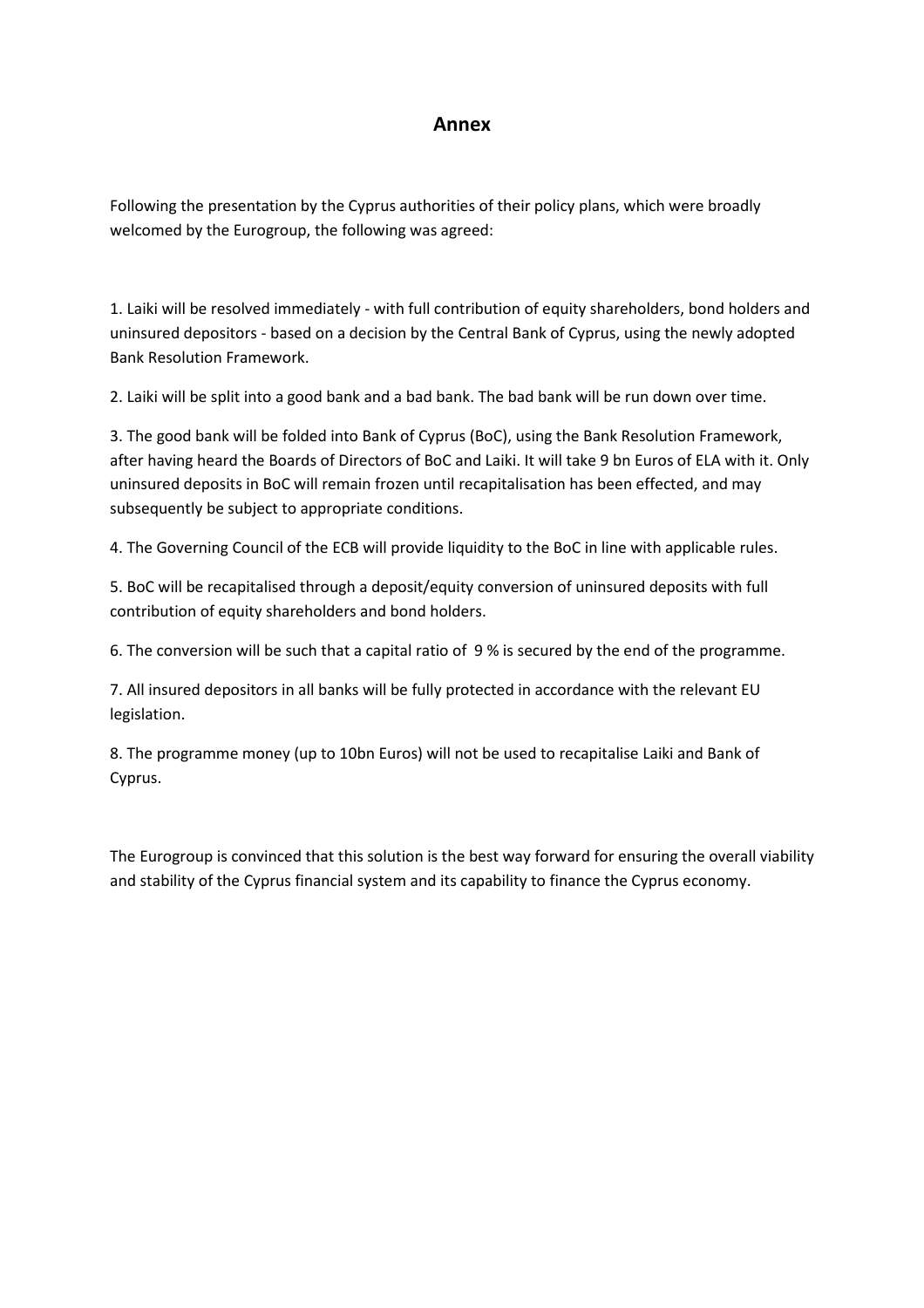# Annex

Following the presentation by the Cyprus authorities of their policy plans, which were broadly welcomed by the Eurogroup, the following was agreed:

1. Laiki will be resolved immediately - with full contribution of equity shareholders, bond holders and uninsured depositors - based on a decision by the Central Bank of Cyprus, using the newly adopted Bank Resolution Framework.

2. Laiki will be split into a good bank and a bad bank. The bad bank will be run down over time.

3. The good bank will be folded into Bank of Cyprus (BoC), using the Bank Resolution Framework, after having heard the Boards of Directors of BoC and Laiki. It will take 9 bn Euros of ELA with it. Only uninsured deposits in BoC will remain frozen until recapitalisation has been effected, and may subsequently be subject to appropriate conditions.

4. The Governing Council of the ECB will provide liquidity to the BoC in line with applicable rules.

5. BoC will be recapitalised through a deposit/equity conversion of uninsured deposits with full contribution of equity shareholders and bond holders.

6. The conversion will be such that a capital ratio of 9 % is secured by the end of the programme.

7. All insured depositors in all banks will be fully protected in accordance with the relevant EU legislation.

8. The programme money (up to 10bn Euros) will not be used to recapitalise Laiki and Bank of Cyprus.

The Eurogroup is convinced that this solution is the best way forward for ensuring the overall viability and stability of the Cyprus financial system and its capability to finance the Cyprus economy.